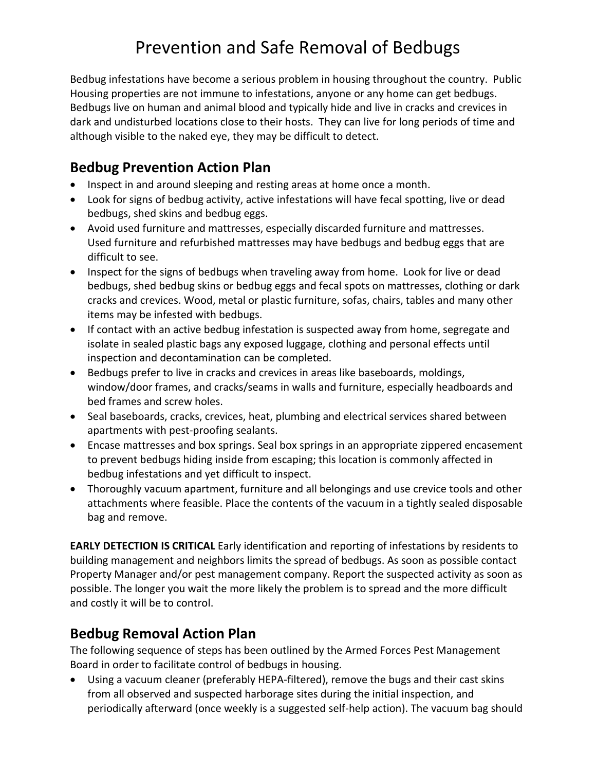# Prevention and Safe Removal of Bedbugs

Bedbug infestations have become a serious problem in housing throughout the country. Public Housing properties are not immune to infestations, anyone or any home can get bedbugs. Bedbugs live on human and animal blood and typically hide and live in cracks and crevices in dark and undisturbed locations close to their hosts. They can live for long periods of time and although visible to the naked eye, they may be difficult to detect.

## Bedbug Prevention Action Plan

- Inspect in and around sleeping and resting areas at home once a month.
- Look for signs of bedbug activity, active infestations will have fecal spotting, live or dead bedbugs, shed skins and bedbug eggs.
- Avoid used furniture and mattresses, especially discarded furniture and mattresses. Used furniture and refurbished mattresses may have bedbugs and bedbug eggs that are difficult to see.
- Inspect for the signs of bedbugs when traveling away from home. Look for live or dead bedbugs, shed bedbug skins or bedbug eggs and fecal spots on mattresses, clothing or dark cracks and crevices. Wood, metal or plastic furniture, sofas, chairs, tables and many other items may be infested with bedbugs.
- If contact with an active bedbug infestation is suspected away from home, segregate and isolate in sealed plastic bags any exposed luggage, clothing and personal effects until inspection and decontamination can be completed.
- Bedbugs prefer to live in cracks and crevices in areas like baseboards, moldings, window/door frames, and cracks/seams in walls and furniture, especially headboards and bed frames and screw holes.
- Seal baseboards, cracks, crevices, heat, plumbing and electrical services shared between apartments with pest-proofing sealants.
- Encase mattresses and box springs. Seal box springs in an appropriate zippered encasement to prevent bedbugs hiding inside from escaping; this location is commonly affected in bedbug infestations and yet difficult to inspect.
- Thoroughly vacuum apartment, furniture and all belongings and use crevice tools and other attachments where feasible. Place the contents of the vacuum in a tightly sealed disposable bag and remove.

**EARLY DETECTION IS CRITICAL** Early identification and reporting of infestations by residents to building management and neighbors limits the spread of bedbugs. As soon as possible contact Property Manager and/or pest management company. Report the suspected activity as soon as possible. The longer you wait the more likely the problem is to spread and the more difficult and costly it will be to control.

## Bedbug Removal Action Plan

The following sequence of steps has been outlined by the Armed Forces Pest Management Board in order to facilitate control of bedbugs in housing.

- Using a vacuum cleaner (preferably HEPA-filtered), remove the bugs and their cast skins from all observed and suspected harborage sites during the initial inspection, and periodically afterward (once weekly is a suggested self-help action). The vacuum bag should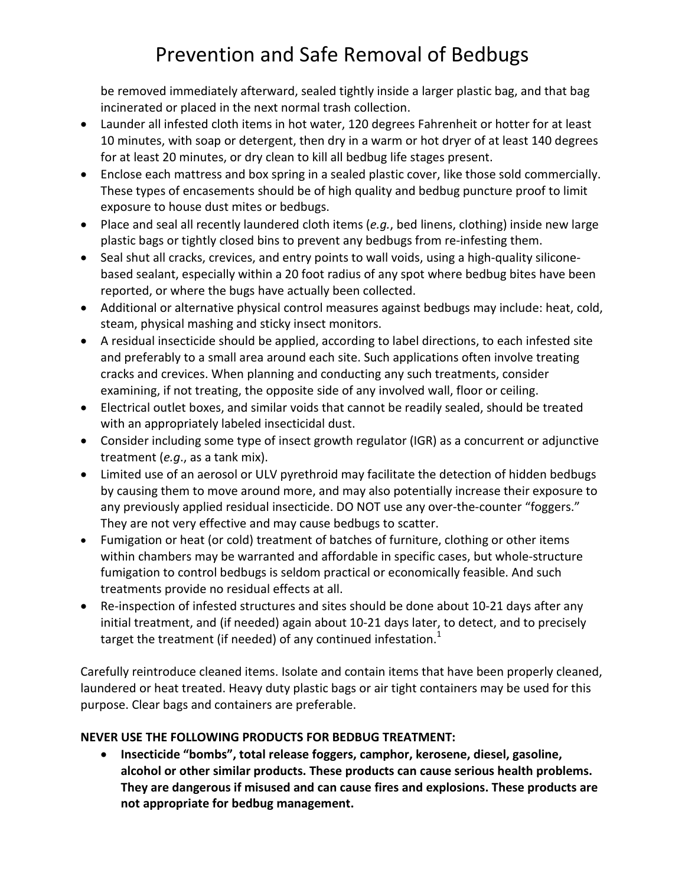be removed immediately afterward, sealed tightly inside a larger plastic bag, and that bag incinerated or placed in the next normal trash collection.

- Launder all infested cloth items in hot water, 120 degrees Fahrenheit or hotter for at least 10 minutes, with soap or detergent, then dry in a warm or hot dryer of at least 140 degrees for at least 20 minutes, or dry clean to kill all bedbug life stages present.
- Enclose each mattress and box spring in a sealed plastic cover, like those sold commercially. These types of encasements should be of high quality and bedbug puncture proof to limit exposure to house dust mites or bedbugs.
- Place and seal all recently laundered cloth items (*e.g.*, bed linens, clothing) inside new large plastic bags or tightly closed bins to prevent any bedbugs from re-infesting them.
- Seal shut all cracks, crevices, and entry points to wall voids, using a high-quality silicone-based sealant, especially within a 20 foot radius of any spot where bedbug bites have been reported, or where the bugs have actually been collected.
- Additional or alternative physical control measures against bedbugs may include: heat, cold, steam, physical mashing and sticky insect monitors.
- A residual insecticide should be applied, according to label directions, to each infested site and preferably to a small area around each site. Such applications often involve treating cracks and crevices. When planning and conducting any such treatments, consider examining, if not treating, the opposite side of any involved wall, floor or ceiling.
- Electrical outlet boxes, and similar voids that cannot be readily sealed, should be treated with an appropriately labeled insecticidal dust.
- Consider including some type of insect growth regulator (IGR) as a concurrent or adjunctive treatment (*e.g*., as a tank mix).
- Limited use of an aerosol or ULV pyrethroid may facilitate the detection of hidden bedbugs by causing them to move around more, and may also potentially increase their exposure to any previously applied residual insecticide. DO NOT use any over-the-counter "foggers." They are not very effective and may cause bedbugs to scatter.
- Fumigation or heat (or cold) treatment of batches of furniture, clothing or other items within chambers may be warranted and affordable in specific cases, but whole-structure fumigation to control bedbugs is seldom practical or economically feasible. And such treatments provide no residual effects at all.
- Re-inspection of infested structures and sites should be done about 10-21 days after any initial treatment, and (if needed) again about 10-21 days later, to detect, and to precisely target the treatment (if needed) of any continued infestation.[1]

Carefully reintroduce cleaned items. Isolate and contain items that have been properly cleaned, laundered or heat treated. Heavy duty plastic bags or air tight containers may be used for this purpose. Clear bags and containers are preferable.

**NEVER USE THE FOLLOWING PRODUCTS FOR BEDBUG TREATMENT:**

- **Insecticide "bombs", total release foggers, camphor, kerosene, diesel, gasoline, alcohol or other similar products. These products can cause serious health problems. They are dangerous if misused and can cause fires and explosions. These products are not appropriate for bedbug management.**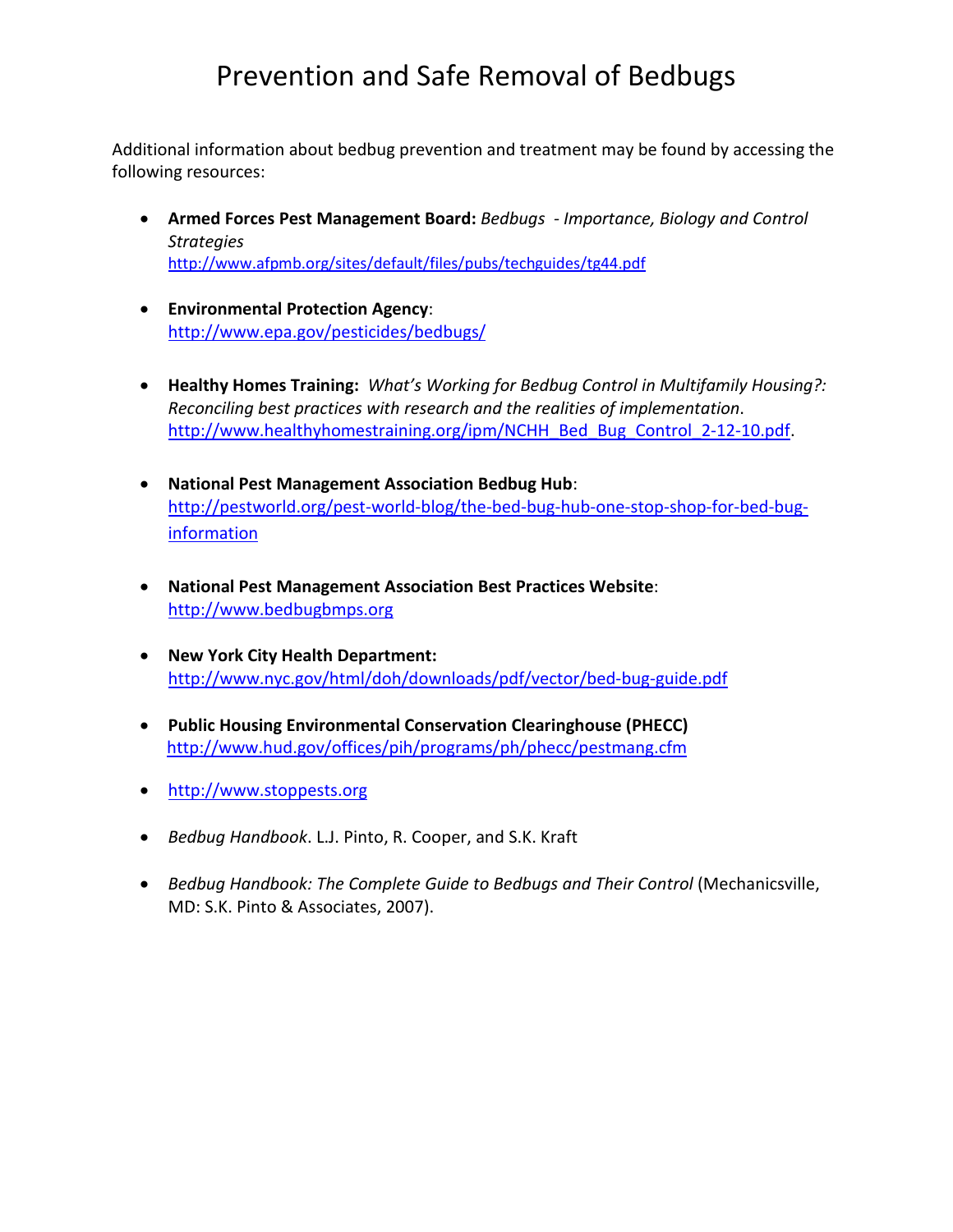# Prevention and Safe Removal of Bedbugs

Additional information about bedbug prevention and treatment may be found by accessing the following resources:

- **Armed Forces Pest Management Board:** *Bedbugs - Importance, Biology and Control Strategies*
  http://www.afpmb.org/sites/default/files/pubs/techguides/tg44.pdf

- **Environmental Protection Agency**:
  http://www.epa.gov/pesticides/bedbugs/

- **Healthy Homes Training:** *What's Working for Bedbug Control in Multifamily Housing?: Reconciling best practices with research and the realities of implementation*.
  http://www.healthyhomestraining.org/ipm/NCHH_Bed_Bug_Control_2-12-10.pdf.

- **National Pest Management Association Bedbug Hub**:
  http://pestworld.org/pest-world-blog/the-bed-bug-hub-one-stop-shop-for-bed-bug-information

- **National Pest Management Association Best Practices Website**:
  http://www.bedbugbmps.org

- **New York City Health Department:**
  http://www.nyc.gov/html/doh/downloads/pdf/vector/bed-bug-guide.pdf

- **Public Housing Environmental Conservation Clearinghouse (PHECC)**
  http://www.hud.gov/offices/pih/programs/ph/phecc/pestmang.cfm

- http://www.stoppests.org

- *Bedbug Handbook*. L.J. Pinto, R. Cooper, and S.K. Kraft

- *Bedbug Handbook: The Complete Guide to Bedbugs and Their Control* (Mechanicsville, MD: S.K. Pinto & Associates, 2007).